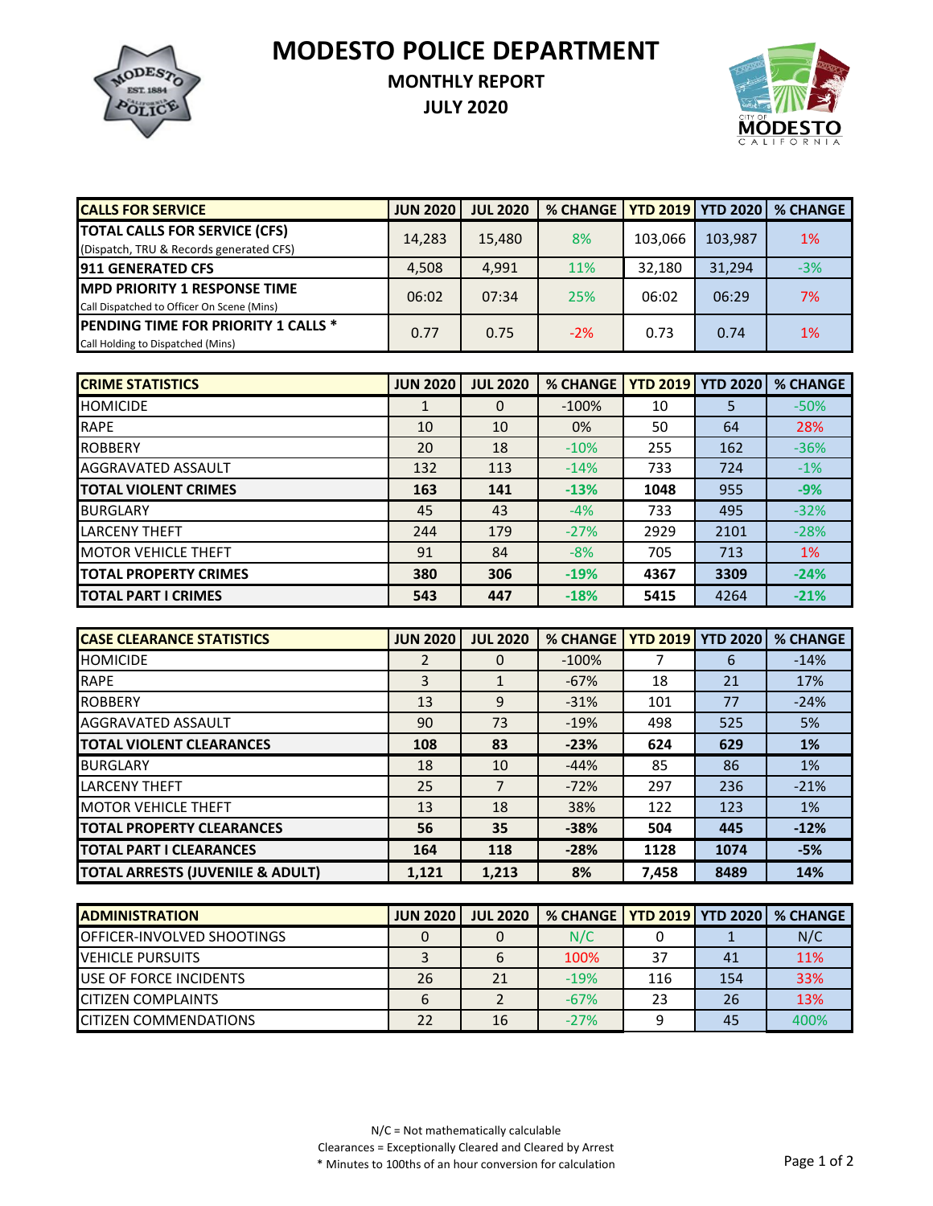# MODESTO POLICE DEPARTMENT

## MONTHLY REPORT
## JULY 2020

| CALLS FOR SERVICE | JUN 2020 | JUL 2020 | % CHANGE | YTD 2019 | YTD 2020 | % CHANGE |
|---|---|---|---|---|---|---|
| **TOTAL CALLS FOR SERVICE (CFS)** (Dispatch, TRU & Records generated CFS) | 14,283 | 15,480 | 8% | 103,066 | 103,987 | 1% |
| **911 GENERATED CFS** | 4,508 | 4,991 | 11% | 32,180 | 31,294 | -3% |
| **MPD PRIORITY 1 RESPONSE TIME** Call Dispatched to Officer On Scene (Mins) | 06:02 | 07:34 | 25% | 06:02 | 06:29 | 7% |
| **PENDING TIME FOR PRIORITY 1 CALLS *** Call Holding to Dispatched (Mins) | 0.77 | 0.75 | -2% | 0.73 | 0.74 | 1% |

| CRIME STATISTICS | JUN 2020 | JUL 2020 | % CHANGE | YTD 2019 | YTD 2020 | % CHANGE |
|---|---|---|---|---|---|---|
| HOMICIDE | 1 | 0 | -100% | 10 | 5 | -50% |
| RAPE | 10 | 10 | 0% | 50 | 64 | 28% |
| ROBBERY | 20 | 18 | -10% | 255 | 162 | -36% |
| AGGRAVATED ASSAULT | 132 | 113 | -14% | 733 | 724 | -1% |
| **TOTAL VIOLENT CRIMES** | **163** | **141** | **-13%** | **1048** | 955 | **-9%** |
| BURGLARY | 45 | 43 | -4% | 733 | 495 | -32% |
| LARCENY THEFT | 244 | 179 | -27% | 2929 | 2101 | -28% |
| MOTOR VEHICLE THEFT | 91 | 84 | -8% | 705 | 713 | 1% |
| **TOTAL PROPERTY CRIMES** | **380** | **306** | **-19%** | **4367** | **3309** | **-24%** |
| **TOTAL PART I CRIMES** | **543** | **447** | **-18%** | **5415** | 4264 | **-21%** |

| CASE CLEARANCE STATISTICS | JUN 2020 | JUL 2020 | % CHANGE | YTD 2019 | YTD 2020 | % CHANGE |
|---|---|---|---|---|---|---|
| HOMICIDE | 2 | 0 | -100% | 7 | 6 | -14% |
| RAPE | 3 | 1 | -67% | 18 | 21 | 17% |
| ROBBERY | 13 | 9 | -31% | 101 | 77 | -24% |
| AGGRAVATED ASSAULT | 90 | 73 | -19% | 498 | 525 | 5% |
| **TOTAL VIOLENT CLEARANCES** | **108** | **83** | **-23%** | **624** | **629** | **1%** |
| BURGLARY | 18 | 10 | -44% | 85 | 86 | 1% |
| LARCENY THEFT | 25 | 7 | -72% | 297 | 236 | -21% |
| MOTOR VEHICLE THEFT | 13 | 18 | 38% | 122 | 123 | 1% |
| **TOTAL PROPERTY CLEARANCES** | **56** | **35** | **-38%** | **504** | **445** | **-12%** |
| **TOTAL PART I CLEARANCES** | **164** | **118** | **-28%** | **1128** | **1074** | **-5%** |
| **TOTAL ARRESTS (JUVENILE & ADULT)** | **1,121** | **1,213** | **8%** | **7,458** | **8489** | **14%** |

| ADMINISTRATION | JUN 2020 | JUL 2020 | % CHANGE | YTD 2019 | YTD 2020 | % CHANGE |
|---|---|---|---|---|---|---|
| OFFICER-INVOLVED SHOOTINGS | 0 | 0 | N/C | 0 | 1 | N/C |
| VEHICLE PURSUITS | 3 | 6 | 100% | 37 | 41 | 11% |
| USE OF FORCE INCIDENTS | 26 | 21 | -19% | 116 | 154 | 33% |
| CITIZEN COMPLAINTS | 6 | 2 | -67% | 23 | 26 | 13% |
| CITIZEN COMMENDATIONS | 22 | 16 | -27% | 9 | 45 | 400% |

N/C = Not mathematically calculable
Clearances = Exceptionally Cleared and Cleared by Arrest
* Minutes to 100ths of an hour conversion for calculation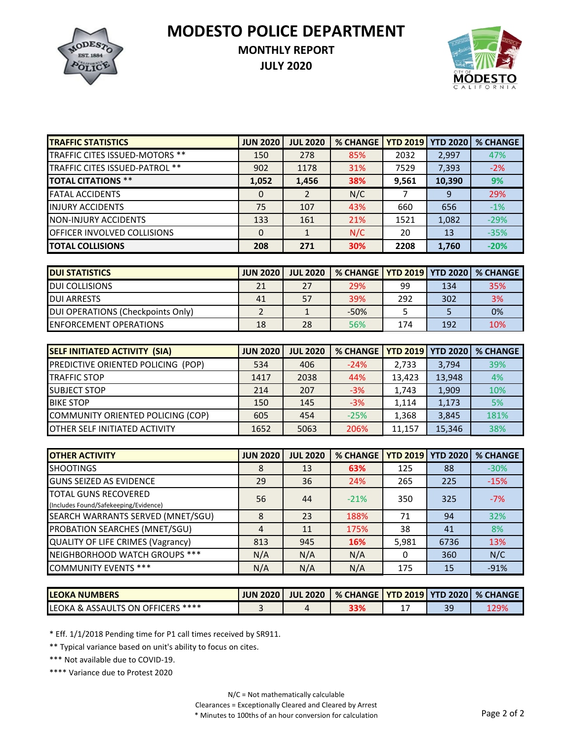# MODESTO POLICE DEPARTMENT

**MONTHLY REPORT**

**JULY 2020**

| TRAFFIC STATISTICS | JUN 2020 | JUL 2020 | % CHANGE | YTD 2019 | YTD 2020 | % CHANGE |
|---|---|---|---|---|---|---|
| TRAFFIC CITES ISSUED-MOTORS ** | 150 | 278 | 85% | 2032 | 2,997 | 47% |
| TRAFFIC CITES ISSUED-PATROL ** | 902 | 1178 | 31% | 7529 | 7,393 | -2% |
| **TOTAL CITATIONS \*\*** | **1,052** | **1,456** | **38%** | **9,561** | **10,390** | **9%** |
| FATAL ACCIDENTS | 0 | 2 | N/C | 7 | 9 | 29% |
| INJURY ACCIDENTS | 75 | 107 | 43% | 660 | 656 | -1% |
| NON-INJURY ACCIDENTS | 133 | 161 | 21% | 1521 | 1,082 | -29% |
| OFFICER INVOLVED COLLISIONS | 0 | 1 | N/C | 20 | 13 | -35% |
| **TOTAL COLLISIONS** | **208** | **271** | **30%** | **2208** | **1,760** | **-20%** |

| DUI STATISTICS | JUN 2020 | JUL 2020 | % CHANGE | YTD 2019 | YTD 2020 | % CHANGE |
|---|---|---|---|---|---|---|
| DUI COLLISIONS | 21 | 27 | 29% | 99 | 134 | 35% |
| DUI ARRESTS | 41 | 57 | 39% | 292 | 302 | 3% |
| DUI OPERATIONS (Checkpoints Only) | 2 | 1 | -50% | 5 | 5 | 0% |
| ENFORCEMENT OPERATIONS | 18 | 28 | 56% | 174 | 192 | 10% |

| SELF INITIATED ACTIVITY (SIA) | JUN 2020 | JUL 2020 | % CHANGE | YTD 2019 | YTD 2020 | % CHANGE |
|---|---|---|---|---|---|---|
| PREDICTIVE ORIENTED POLICING (POP) | 534 | 406 | -24% | 2,733 | 3,794 | 39% |
| TRAFFIC STOP | 1417 | 2038 | 44% | 13,423 | 13,948 | 4% |
| SUBJECT STOP | 214 | 207 | -3% | 1,743 | 1,909 | 10% |
| BIKE STOP | 150 | 145 | -3% | 1,114 | 1,173 | 5% |
| COMMUNITY ORIENTED POLICING (COP) | 605 | 454 | -25% | 1,368 | 3,845 | 181% |
| OTHER SELF INITIATED ACTIVITY | 1652 | 5063 | 206% | 11,157 | 15,346 | 38% |

| OTHER ACTIVITY | JUN 2020 | JUL 2020 | % CHANGE | YTD 2019 | YTD 2020 | % CHANGE |
|---|---|---|---|---|---|---|
| SHOOTINGS | 8 | 13 | **63%** | 125 | 88 | -30% |
| GUNS SEIZED AS EVIDENCE | 29 | 36 | 24% | 265 | 225 | -15% |
| TOTAL GUNS RECOVERED (Includes Found/Safekeeping/Evidence) | 56 | 44 | -21% | 350 | 325 | -7% |
| SEARCH WARRANTS SERVED (MNET/SGU) | 8 | 23 | 188% | 71 | 94 | 32% |
| PROBATION SEARCHES (MNET/SGU) | 4 | 11 | 175% | 38 | 41 | 8% |
| QUALITY OF LIFE CRIMES (Vagrancy) | 813 | 945 | **16%** | 5,981 | 6736 | 13% |
| NEIGHBORHOOD WATCH GROUPS *** | N/A | N/A | N/A | 0 | 360 | N/C |
| COMMUNITY EVENTS *** | N/A | N/A | N/A | 175 | 15 | -91% |

| LEOKA NUMBERS | JUN 2020 | JUL 2020 | % CHANGE | YTD 2019 | YTD 2020 | % CHANGE |
|---|---|---|---|---|---|---|
| LEOKA & ASSAULTS ON OFFICERS **** | 3 | 4 | **33%** | 17 | 39 | 129% |

* Eff. 1/1/2018 Pending time for P1 call times received by SR911.

** Typical variance based on unit's ability to focus on cites.

*** Not available due to COVID-19.

**** Variance due to Protest 2020

N/C = Not mathematically calculable

Clearances = Exceptionally Cleared and Cleared by Arrest

* Minutes to 100ths of an hour conversion for calculation